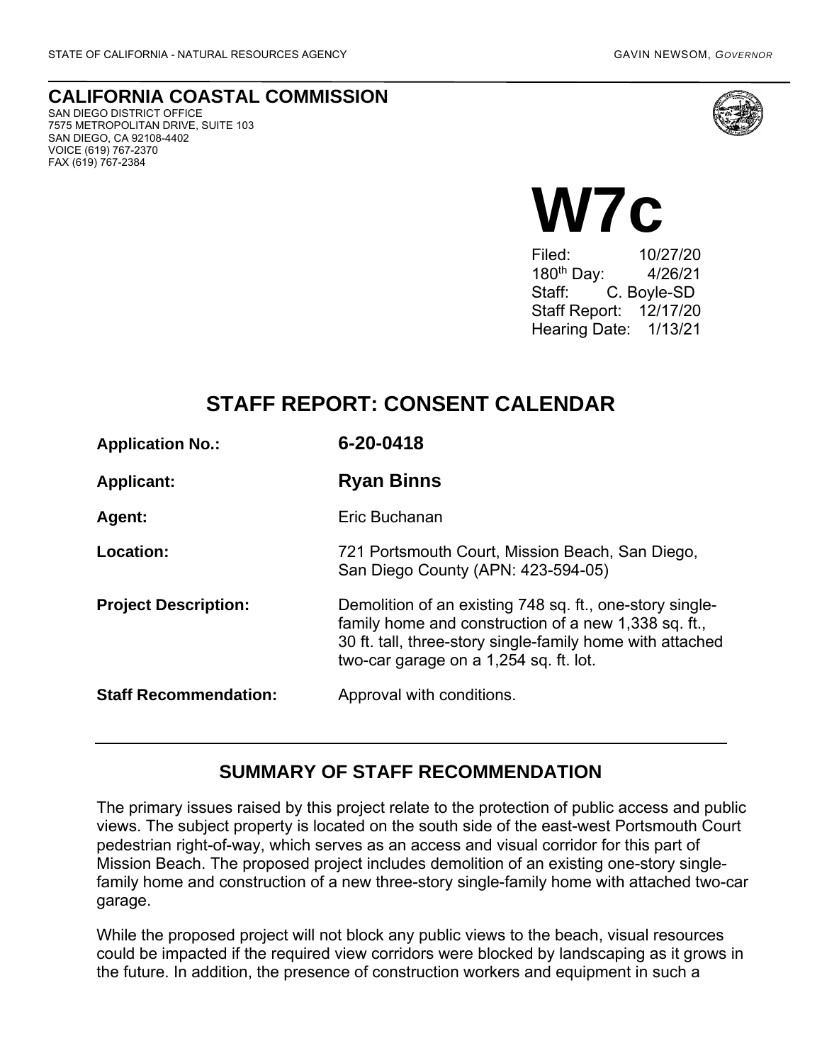STATE OF CALIFORNIA - NATURAL RESOURCES AGENCY

GAVIN NEWSOM, *GOVERNOR*

**CALIFORNIA COASTAL COMMISSION**
SAN DIEGO DISTRICT OFFICE
7575 METROPOLITAN DRIVE, SUITE 103
SAN DIEGO, CA 92108-4402
VOICE (619) 767-2370
FAX (619) 767-2384

# W7c

Filed: 10/27/20
180th Day: 4/26/21
Staff: C. Boyle-SD
Staff Report: 12/17/20
Hearing Date: 1/13/21

## STAFF REPORT: CONSENT CALENDAR

| | |
|---|---|
| **Application No.:** | **6-20-0418** |
| **Applicant:** | **Ryan Binns** |
| **Agent:** | Eric Buchanan |
| **Location:** | 721 Portsmouth Court, Mission Beach, San Diego, San Diego County (APN: 423-594-05) |
| **Project Description:** | Demolition of an existing 748 sq. ft., one-story single-family home and construction of a new 1,338 sq. ft., 30 ft. tall, three-story single-family home with attached two-car garage on a 1,254 sq. ft. lot. |
| **Staff Recommendation:** | Approval with conditions. |

## SUMMARY OF STAFF RECOMMENDATION

The primary issues raised by this project relate to the protection of public access and public views. The subject property is located on the south side of the east-west Portsmouth Court pedestrian right-of-way, which serves as an access and visual corridor for this part of Mission Beach. The proposed project includes demolition of an existing one-story single-family home and construction of a new three-story single-family home with attached two-car garage.

While the proposed project will not block any public views to the beach, visual resources could be impacted if the required view corridors were blocked by landscaping as it grows in the future. In addition, the presence of construction workers and equipment in such a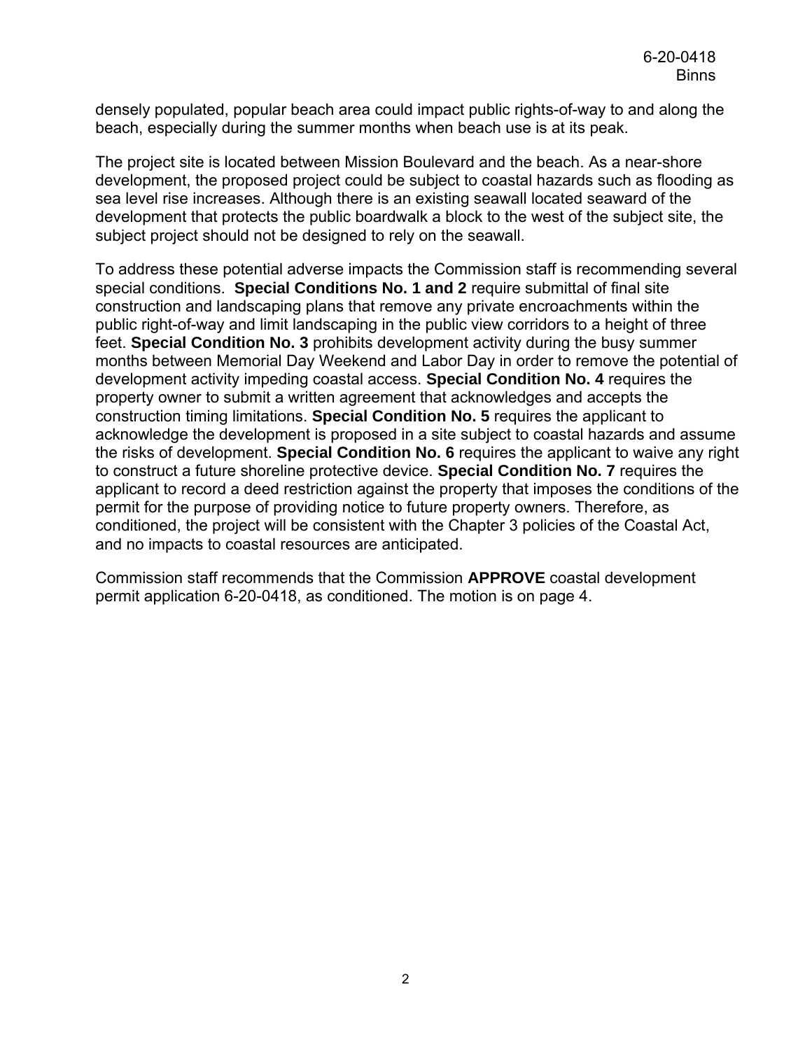densely populated, popular beach area could impact public rights-of-way to and along the beach, especially during the summer months when beach use is at its peak.

The project site is located between Mission Boulevard and the beach. As a near-shore development, the proposed project could be subject to coastal hazards such as flooding as sea level rise increases. Although there is an existing seawall located seaward of the development that protects the public boardwalk a block to the west of the subject site, the subject project should not be designed to rely on the seawall.

To address these potential adverse impacts the Commission staff is recommending several special conditions. **Special Conditions No. 1 and 2** require submittal of final site construction and landscaping plans that remove any private encroachments within the public right-of-way and limit landscaping in the public view corridors to a height of three feet. **Special Condition No. 3** prohibits development activity during the busy summer months between Memorial Day Weekend and Labor Day in order to remove the potential of development activity impeding coastal access. **Special Condition No. 4** requires the property owner to submit a written agreement that acknowledges and accepts the construction timing limitations. **Special Condition No. 5** requires the applicant to acknowledge the development is proposed in a site subject to coastal hazards and assume the risks of development. **Special Condition No. 6** requires the applicant to waive any right to construct a future shoreline protective device. **Special Condition No. 7** requires the applicant to record a deed restriction against the property that imposes the conditions of the permit for the purpose of providing notice to future property owners. Therefore, as conditioned, the project will be consistent with the Chapter 3 policies of the Coastal Act, and no impacts to coastal resources are anticipated.

Commission staff recommends that the Commission **APPROVE** coastal development permit application 6-20-0418, as conditioned. The motion is on page 4.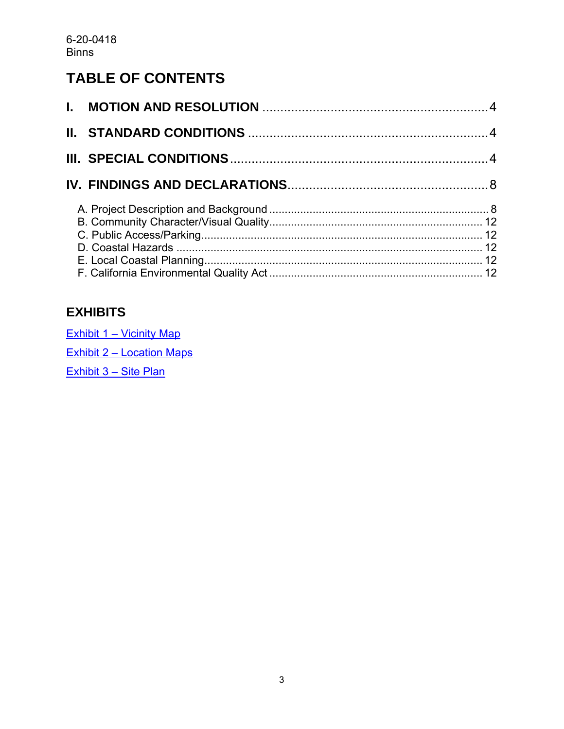# TABLE OF CONTENTS

**I. MOTION AND RESOLUTION** .......... 4

**II. STANDARD CONDITIONS** .......... 4

**III. SPECIAL CONDITIONS** .......... 4

**IV. FINDINGS AND DECLARATIONS** .......... 8

A. Project Description and Background .......... 8
B. Community Character/Visual Quality .......... 12
C. Public Access/Parking .......... 12
D. Coastal Hazards .......... 12
E. Local Coastal Planning .......... 12
F. California Environmental Quality Act .......... 12

## EXHIBITS

Exhibit 1 – Vicinity Map

Exhibit 2 – Location Maps

Exhibit 3 – Site Plan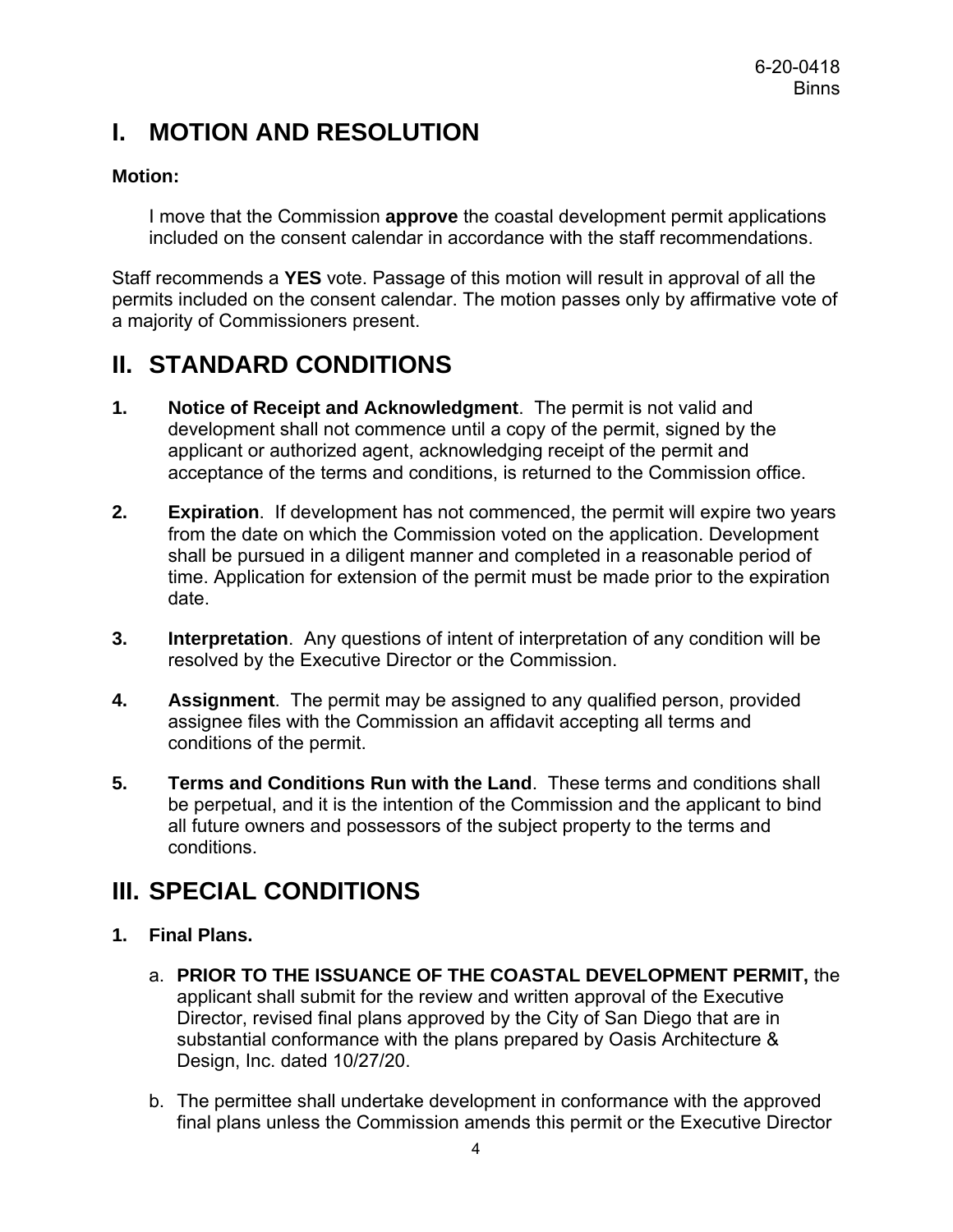# I. MOTION AND RESOLUTION

**Motion:**

I move that the Commission **approve** the coastal development permit applications included on the consent calendar in accordance with the staff recommendations.

Staff recommends a **YES** vote. Passage of this motion will result in approval of all the permits included on the consent calendar. The motion passes only by affirmative vote of a majority of Commissioners present.

# II. STANDARD CONDITIONS

1. **Notice of Receipt and Acknowledgment**. The permit is not valid and development shall not commence until a copy of the permit, signed by the applicant or authorized agent, acknowledging receipt of the permit and acceptance of the terms and conditions, is returned to the Commission office.

2. **Expiration**. If development has not commenced, the permit will expire two years from the date on which the Commission voted on the application. Development shall be pursued in a diligent manner and completed in a reasonable period of time. Application for extension of the permit must be made prior to the expiration date.

3. **Interpretation**. Any questions of intent of interpretation of any condition will be resolved by the Executive Director or the Commission.

4. **Assignment**. The permit may be assigned to any qualified person, provided assignee files with the Commission an affidavit accepting all terms and conditions of the permit.

5. **Terms and Conditions Run with the Land**. These terms and conditions shall be perpetual, and it is the intention of the Commission and the applicant to bind all future owners and possessors of the subject property to the terms and conditions.

# III. SPECIAL CONDITIONS

**1. Final Plans.**

a. **PRIOR TO THE ISSUANCE OF THE COASTAL DEVELOPMENT PERMIT,** the applicant shall submit for the review and written approval of the Executive Director, revised final plans approved by the City of San Diego that are in substantial conformance with the plans prepared by Oasis Architecture & Design, Inc. dated 10/27/20.

b. The permittee shall undertake development in conformance with the approved final plans unless the Commission amends this permit or the Executive Director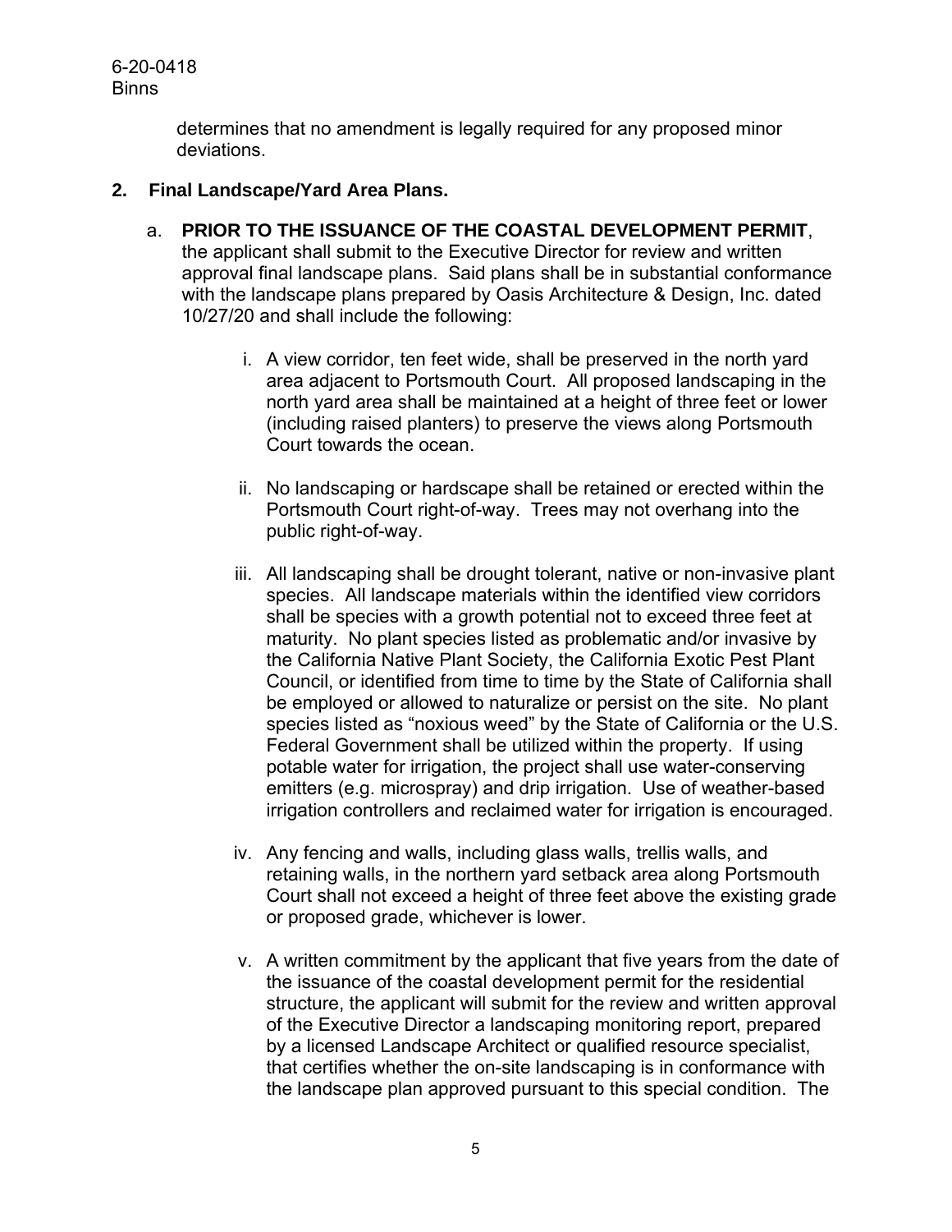determines that no amendment is legally required for any proposed minor deviations.

**2. Final Landscape/Yard Area Plans.**

a. **PRIOR TO THE ISSUANCE OF THE COASTAL DEVELOPMENT PERMIT**, the applicant shall submit to the Executive Director for review and written approval final landscape plans. Said plans shall be in substantial conformance with the landscape plans prepared by Oasis Architecture & Design, Inc. dated 10/27/20 and shall include the following:

i. A view corridor, ten feet wide, shall be preserved in the north yard area adjacent to Portsmouth Court. All proposed landscaping in the north yard area shall be maintained at a height of three feet or lower (including raised planters) to preserve the views along Portsmouth Court towards the ocean.

ii. No landscaping or hardscape shall be retained or erected within the Portsmouth Court right-of-way. Trees may not overhang into the public right-of-way.

iii. All landscaping shall be drought tolerant, native or non-invasive plant species. All landscape materials within the identified view corridors shall be species with a growth potential not to exceed three feet at maturity. No plant species listed as problematic and/or invasive by the California Native Plant Society, the California Exotic Pest Plant Council, or identified from time to time by the State of California shall be employed or allowed to naturalize or persist on the site. No plant species listed as "noxious weed" by the State of California or the U.S. Federal Government shall be utilized within the property. If using potable water for irrigation, the project shall use water-conserving emitters (e.g. microspray) and drip irrigation. Use of weather-based irrigation controllers and reclaimed water for irrigation is encouraged.

iv. Any fencing and walls, including glass walls, trellis walls, and retaining walls, in the northern yard setback area along Portsmouth Court shall not exceed a height of three feet above the existing grade or proposed grade, whichever is lower.

v. A written commitment by the applicant that five years from the date of the issuance of the coastal development permit for the residential structure, the applicant will submit for the review and written approval of the Executive Director a landscaping monitoring report, prepared by a licensed Landscape Architect or qualified resource specialist, that certifies whether the on-site landscaping is in conformance with the landscape plan approved pursuant to this special condition. The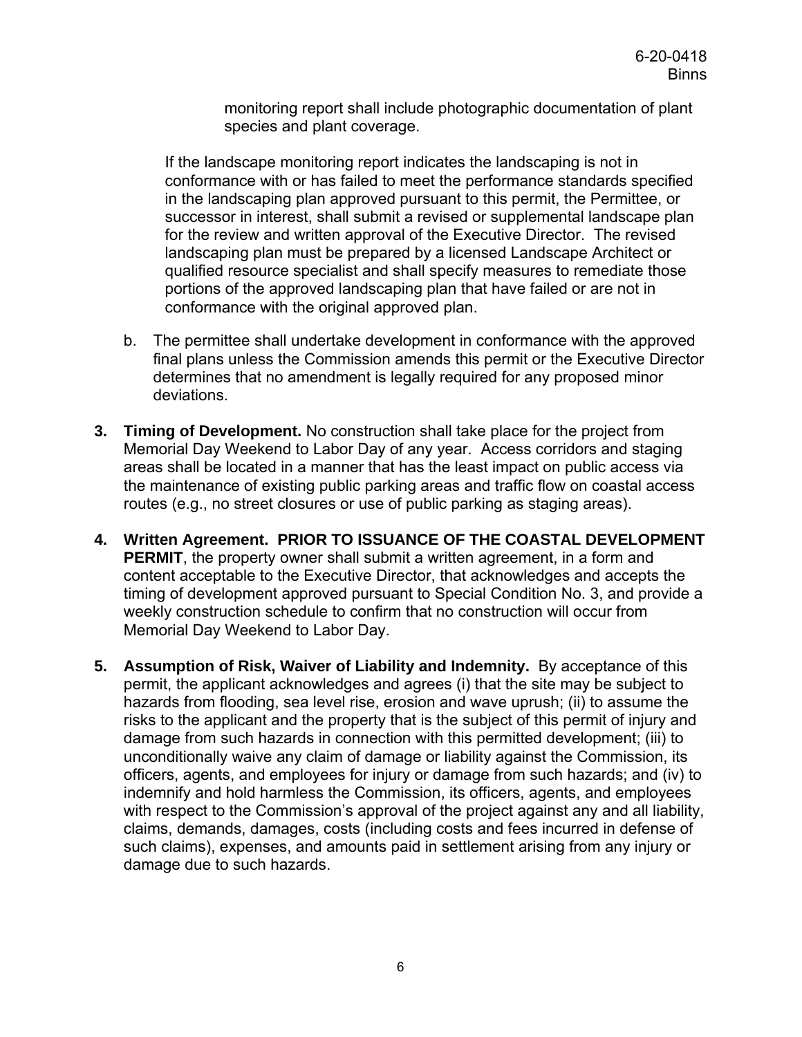monitoring report shall include photographic documentation of plant species and plant coverage.

If the landscape monitoring report indicates the landscaping is not in conformance with or has failed to meet the performance standards specified in the landscaping plan approved pursuant to this permit, the Permittee, or successor in interest, shall submit a revised or supplemental landscape plan for the review and written approval of the Executive Director. The revised landscaping plan must be prepared by a licensed Landscape Architect or qualified resource specialist and shall specify measures to remediate those portions of the approved landscaping plan that have failed or are not in conformance with the original approved plan.

b. The permittee shall undertake development in conformance with the approved final plans unless the Commission amends this permit or the Executive Director determines that no amendment is legally required for any proposed minor deviations.

**3. Timing of Development.** No construction shall take place for the project from Memorial Day Weekend to Labor Day of any year. Access corridors and staging areas shall be located in a manner that has the least impact on public access via the maintenance of existing public parking areas and traffic flow on coastal access routes (e.g., no street closures or use of public parking as staging areas).

**4. Written Agreement. PRIOR TO ISSUANCE OF THE COASTAL DEVELOPMENT PERMIT**, the property owner shall submit a written agreement, in a form and content acceptable to the Executive Director, that acknowledges and accepts the timing of development approved pursuant to Special Condition No. 3, and provide a weekly construction schedule to confirm that no construction will occur from Memorial Day Weekend to Labor Day.

**5. Assumption of Risk, Waiver of Liability and Indemnity.** By acceptance of this permit, the applicant acknowledges and agrees (i) that the site may be subject to hazards from flooding, sea level rise, erosion and wave uprush; (ii) to assume the risks to the applicant and the property that is the subject of this permit of injury and damage from such hazards in connection with this permitted development; (iii) to unconditionally waive any claim of damage or liability against the Commission, its officers, agents, and employees for injury or damage from such hazards; and (iv) to indemnify and hold harmless the Commission, its officers, agents, and employees with respect to the Commission's approval of the project against any and all liability, claims, demands, damages, costs (including costs and fees incurred in defense of such claims), expenses, and amounts paid in settlement arising from any injury or damage due to such hazards.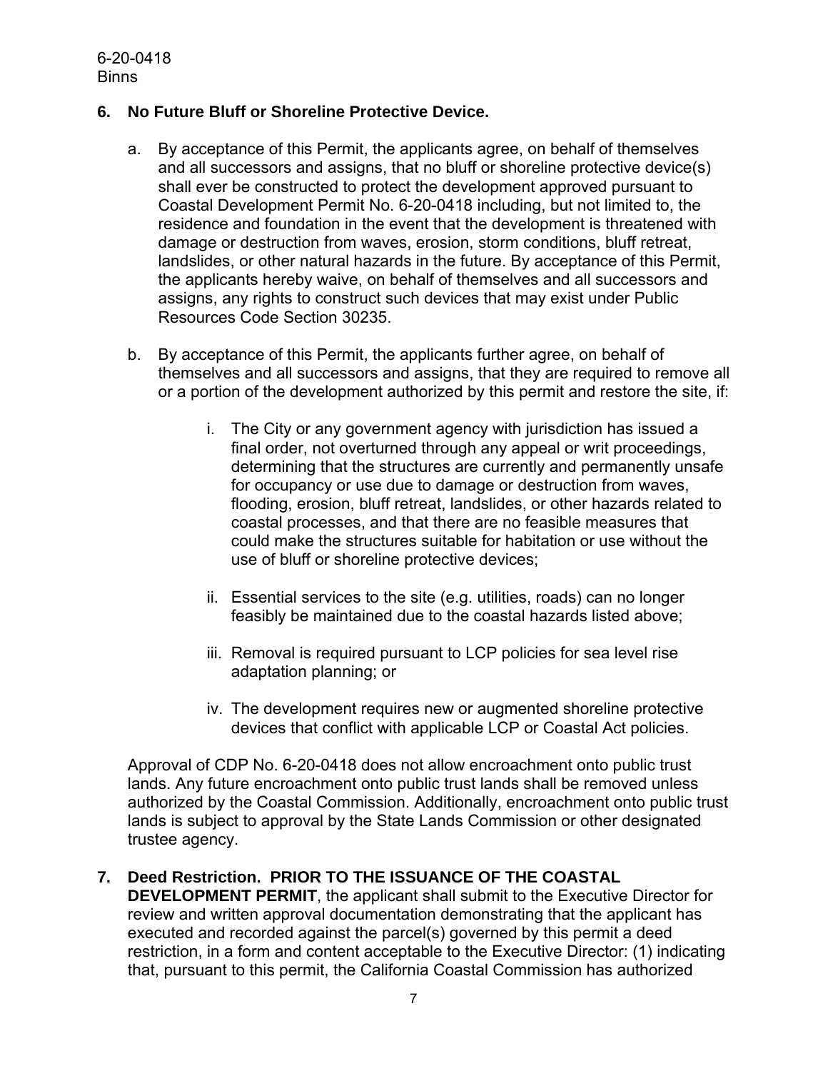**6. No Future Bluff or Shoreline Protective Device.**

a. By acceptance of this Permit, the applicants agree, on behalf of themselves and all successors and assigns, that no bluff or shoreline protective device(s) shall ever be constructed to protect the development approved pursuant to Coastal Development Permit No. 6-20-0418 including, but not limited to, the residence and foundation in the event that the development is threatened with damage or destruction from waves, erosion, storm conditions, bluff retreat, landslides, or other natural hazards in the future. By acceptance of this Permit, the applicants hereby waive, on behalf of themselves and all successors and assigns, any rights to construct such devices that may exist under Public Resources Code Section 30235.

b. By acceptance of this Permit, the applicants further agree, on behalf of themselves and all successors and assigns, that they are required to remove all or a portion of the development authorized by this permit and restore the site, if:

   i. The City or any government agency with jurisdiction has issued a final order, not overturned through any appeal or writ proceedings, determining that the structures are currently and permanently unsafe for occupancy or use due to damage or destruction from waves, flooding, erosion, bluff retreat, landslides, or other hazards related to coastal processes, and that there are no feasible measures that could make the structures suitable for habitation or use without the use of bluff or shoreline protective devices;

   ii. Essential services to the site (e.g. utilities, roads) can no longer feasibly be maintained due to the coastal hazards listed above;

   iii. Removal is required pursuant to LCP policies for sea level rise adaptation planning; or

   iv. The development requires new or augmented shoreline protective devices that conflict with applicable LCP or Coastal Act policies.

Approval of CDP No. 6-20-0418 does not allow encroachment onto public trust lands. Any future encroachment onto public trust lands shall be removed unless authorized by the Coastal Commission. Additionally, encroachment onto public trust lands is subject to approval by the State Lands Commission or other designated trustee agency.

**7. Deed Restriction. PRIOR TO THE ISSUANCE OF THE COASTAL DEVELOPMENT PERMIT**, the applicant shall submit to the Executive Director for review and written approval documentation demonstrating that the applicant has executed and recorded against the parcel(s) governed by this permit a deed restriction, in a form and content acceptable to the Executive Director: (1) indicating that, pursuant to this permit, the California Coastal Commission has authorized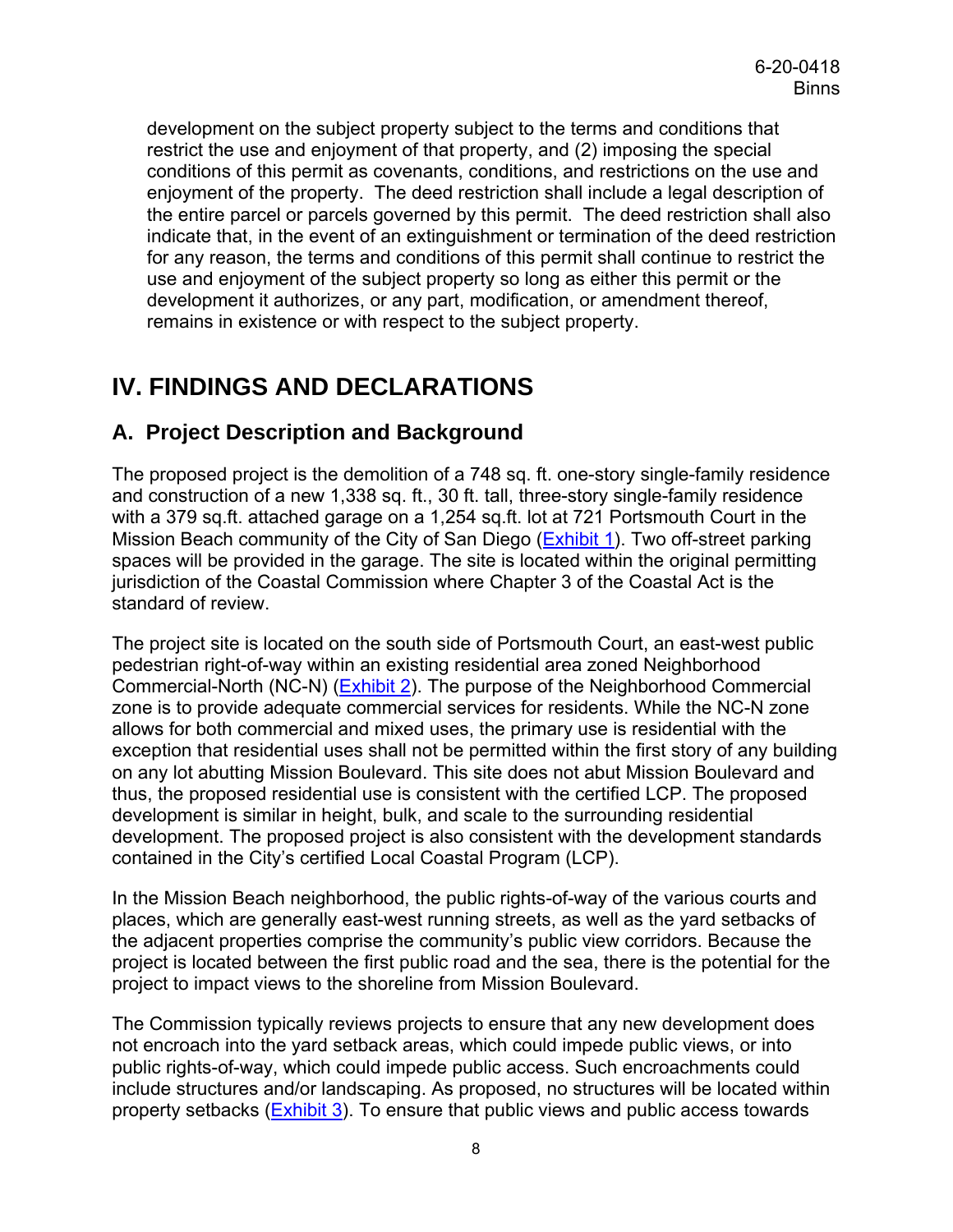development on the subject property subject to the terms and conditions that restrict the use and enjoyment of that property, and (2) imposing the special conditions of this permit as covenants, conditions, and restrictions on the use and enjoyment of the property. The deed restriction shall include a legal description of the entire parcel or parcels governed by this permit. The deed restriction shall also indicate that, in the event of an extinguishment or termination of the deed restriction for any reason, the terms and conditions of this permit shall continue to restrict the use and enjoyment of the subject property so long as either this permit or the development it authorizes, or any part, modification, or amendment thereof, remains in existence or with respect to the subject property.

# IV. FINDINGS AND DECLARATIONS

## A. Project Description and Background

The proposed project is the demolition of a 748 sq. ft. one-story single-family residence and construction of a new 1,338 sq. ft., 30 ft. tall, three-story single-family residence with a 379 sq.ft. attached garage on a 1,254 sq.ft. lot at 721 Portsmouth Court in the Mission Beach community of the City of San Diego (Exhibit 1). Two off-street parking spaces will be provided in the garage. The site is located within the original permitting jurisdiction of the Coastal Commission where Chapter 3 of the Coastal Act is the standard of review.

The project site is located on the south side of Portsmouth Court, an east-west public pedestrian right-of-way within an existing residential area zoned Neighborhood Commercial-North (NC-N) (Exhibit 2). The purpose of the Neighborhood Commercial zone is to provide adequate commercial services for residents. While the NC-N zone allows for both commercial and mixed uses, the primary use is residential with the exception that residential uses shall not be permitted within the first story of any building on any lot abutting Mission Boulevard. This site does not abut Mission Boulevard and thus, the proposed residential use is consistent with the certified LCP. The proposed development is similar in height, bulk, and scale to the surrounding residential development. The proposed project is also consistent with the development standards contained in the City's certified Local Coastal Program (LCP).

In the Mission Beach neighborhood, the public rights-of-way of the various courts and places, which are generally east-west running streets, as well as the yard setbacks of the adjacent properties comprise the community's public view corridors. Because the project is located between the first public road and the sea, there is the potential for the project to impact views to the shoreline from Mission Boulevard.

The Commission typically reviews projects to ensure that any new development does not encroach into the yard setback areas, which could impede public views, or into public rights-of-way, which could impede public access. Such encroachments could include structures and/or landscaping. As proposed, no structures will be located within property setbacks (Exhibit 3). To ensure that public views and public access towards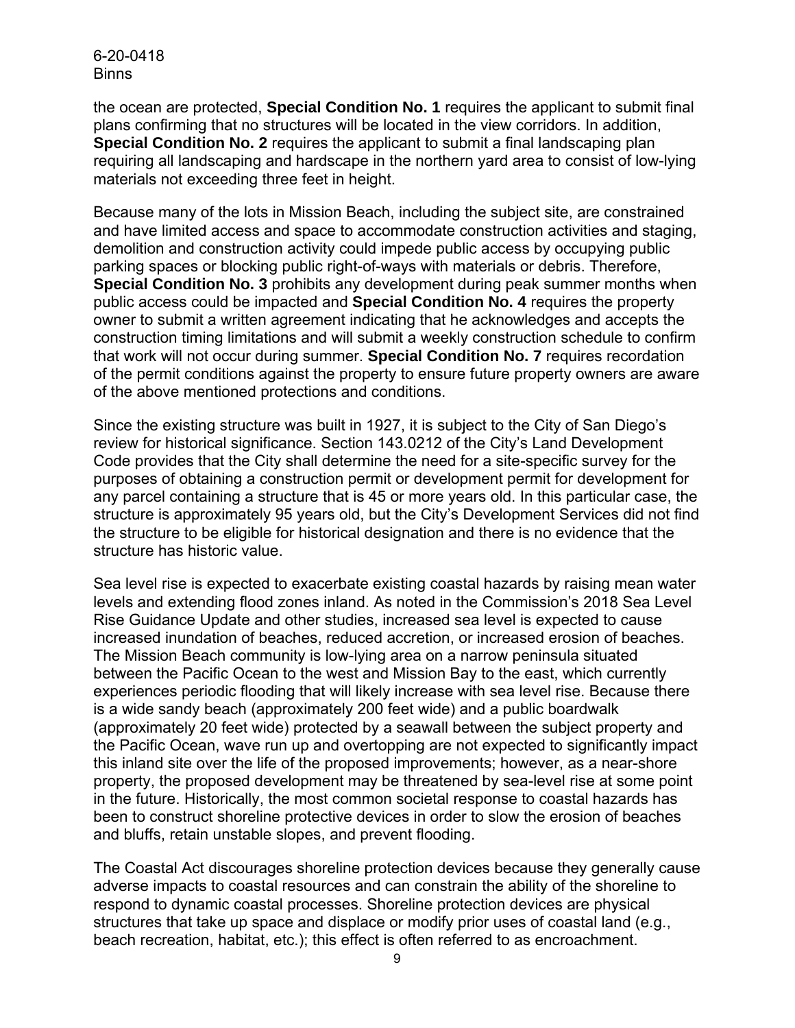the ocean are protected, **Special Condition No. 1** requires the applicant to submit final plans confirming that no structures will be located in the view corridors. In addition, **Special Condition No. 2** requires the applicant to submit a final landscaping plan requiring all landscaping and hardscape in the northern yard area to consist of low-lying materials not exceeding three feet in height.

Because many of the lots in Mission Beach, including the subject site, are constrained and have limited access and space to accommodate construction activities and staging, demolition and construction activity could impede public access by occupying public parking spaces or blocking public right-of-ways with materials or debris. Therefore, **Special Condition No. 3** prohibits any development during peak summer months when public access could be impacted and **Special Condition No. 4** requires the property owner to submit a written agreement indicating that he acknowledges and accepts the construction timing limitations and will submit a weekly construction schedule to confirm that work will not occur during summer. **Special Condition No. 7** requires recordation of the permit conditions against the property to ensure future property owners are aware of the above mentioned protections and conditions.

Since the existing structure was built in 1927, it is subject to the City of San Diego's review for historical significance. Section 143.0212 of the City's Land Development Code provides that the City shall determine the need for a site-specific survey for the purposes of obtaining a construction permit or development permit for development for any parcel containing a structure that is 45 or more years old. In this particular case, the structure is approximately 95 years old, but the City's Development Services did not find the structure to be eligible for historical designation and there is no evidence that the structure has historic value.

Sea level rise is expected to exacerbate existing coastal hazards by raising mean water levels and extending flood zones inland. As noted in the Commission's 2018 Sea Level Rise Guidance Update and other studies, increased sea level is expected to cause increased inundation of beaches, reduced accretion, or increased erosion of beaches. The Mission Beach community is low-lying area on a narrow peninsula situated between the Pacific Ocean to the west and Mission Bay to the east, which currently experiences periodic flooding that will likely increase with sea level rise. Because there is a wide sandy beach (approximately 200 feet wide) and a public boardwalk (approximately 20 feet wide) protected by a seawall between the subject property and the Pacific Ocean, wave run up and overtopping are not expected to significantly impact this inland site over the life of the proposed improvements; however, as a near-shore property, the proposed development may be threatened by sea-level rise at some point in the future. Historically, the most common societal response to coastal hazards has been to construct shoreline protective devices in order to slow the erosion of beaches and bluffs, retain unstable slopes, and prevent flooding.

The Coastal Act discourages shoreline protection devices because they generally cause adverse impacts to coastal resources and can constrain the ability of the shoreline to respond to dynamic coastal processes. Shoreline protection devices are physical structures that take up space and displace or modify prior uses of coastal land (e.g., beach recreation, habitat, etc.); this effect is often referred to as encroachment.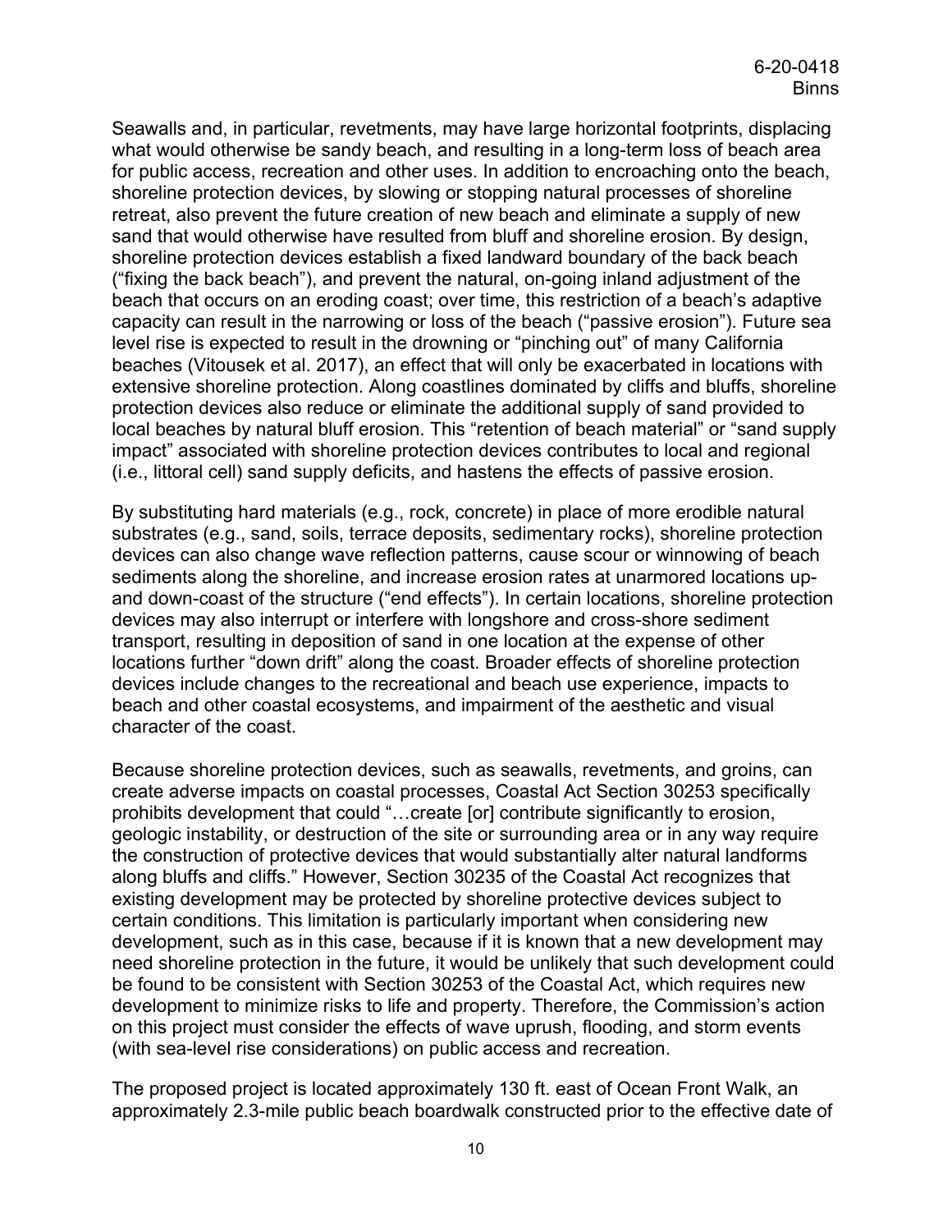Seawalls and, in particular, revetments, may have large horizontal footprints, displacing what would otherwise be sandy beach, and resulting in a long-term loss of beach area for public access, recreation and other uses. In addition to encroaching onto the beach, shoreline protection devices, by slowing or stopping natural processes of shoreline retreat, also prevent the future creation of new beach and eliminate a supply of new sand that would otherwise have resulted from bluff and shoreline erosion. By design, shoreline protection devices establish a fixed landward boundary of the back beach ("fixing the back beach"), and prevent the natural, on-going inland adjustment of the beach that occurs on an eroding coast; over time, this restriction of a beach's adaptive capacity can result in the narrowing or loss of the beach ("passive erosion"). Future sea level rise is expected to result in the drowning or "pinching out" of many California beaches (Vitousek et al. 2017), an effect that will only be exacerbated in locations with extensive shoreline protection. Along coastlines dominated by cliffs and bluffs, shoreline protection devices also reduce or eliminate the additional supply of sand provided to local beaches by natural bluff erosion. This "retention of beach material" or "sand supply impact" associated with shoreline protection devices contributes to local and regional (i.e., littoral cell) sand supply deficits, and hastens the effects of passive erosion.

By substituting hard materials (e.g., rock, concrete) in place of more erodible natural substrates (e.g., sand, soils, terrace deposits, sedimentary rocks), shoreline protection devices can also change wave reflection patterns, cause scour or winnowing of beach sediments along the shoreline, and increase erosion rates at unarmored locations up- and down-coast of the structure ("end effects"). In certain locations, shoreline protection devices may also interrupt or interfere with longshore and cross-shore sediment transport, resulting in deposition of sand in one location at the expense of other locations further "down drift" along the coast. Broader effects of shoreline protection devices include changes to the recreational and beach use experience, impacts to beach and other coastal ecosystems, and impairment of the aesthetic and visual character of the coast.

Because shoreline protection devices, such as seawalls, revetments, and groins, can create adverse impacts on coastal processes, Coastal Act Section 30253 specifically prohibits development that could "…create [or] contribute significantly to erosion, geologic instability, or destruction of the site or surrounding area or in any way require the construction of protective devices that would substantially alter natural landforms along bluffs and cliffs." However, Section 30235 of the Coastal Act recognizes that existing development may be protected by shoreline protective devices subject to certain conditions. This limitation is particularly important when considering new development, such as in this case, because if it is known that a new development may need shoreline protection in the future, it would be unlikely that such development could be found to be consistent with Section 30253 of the Coastal Act, which requires new development to minimize risks to life and property. Therefore, the Commission's action on this project must consider the effects of wave uprush, flooding, and storm events (with sea-level rise considerations) on public access and recreation.

The proposed project is located approximately 130 ft. east of Ocean Front Walk, an approximately 2.3-mile public beach boardwalk constructed prior to the effective date of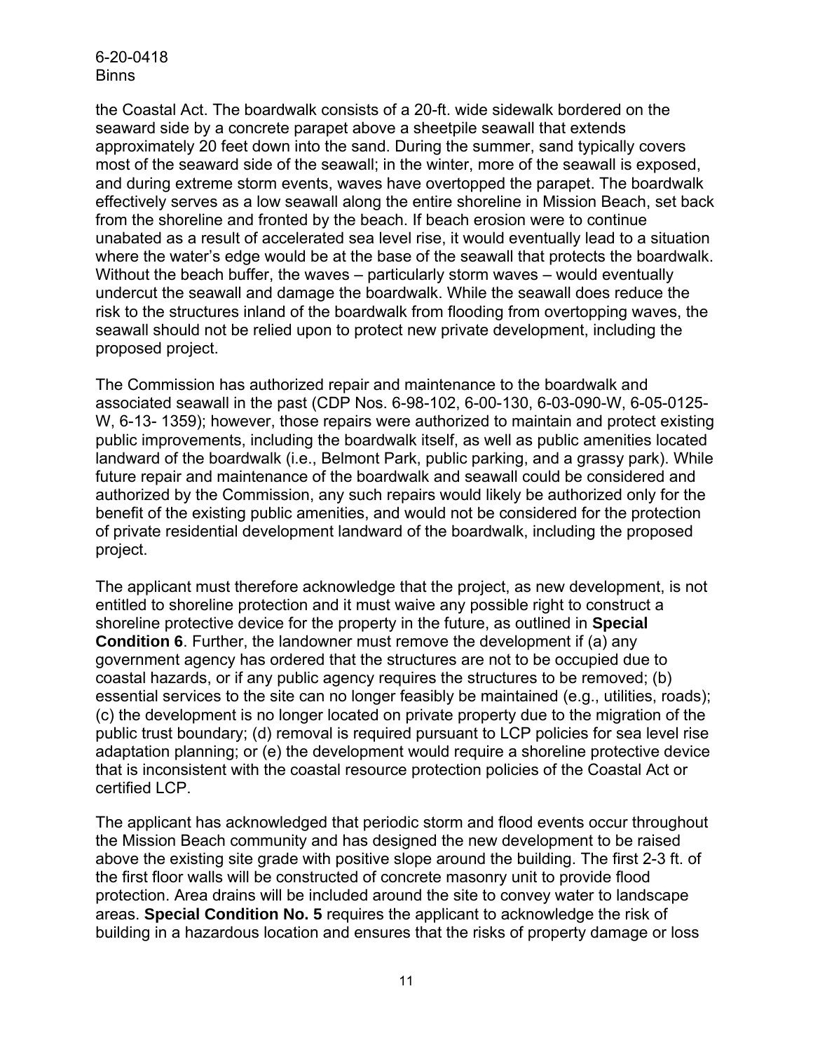the Coastal Act. The boardwalk consists of a 20-ft. wide sidewalk bordered on the seaward side by a concrete parapet above a sheetpile seawall that extends approximately 20 feet down into the sand. During the summer, sand typically covers most of the seaward side of the seawall; in the winter, more of the seawall is exposed, and during extreme storm events, waves have overtopped the parapet. The boardwalk effectively serves as a low seawall along the entire shoreline in Mission Beach, set back from the shoreline and fronted by the beach. If beach erosion were to continue unabated as a result of accelerated sea level rise, it would eventually lead to a situation where the water's edge would be at the base of the seawall that protects the boardwalk. Without the beach buffer, the waves – particularly storm waves – would eventually undercut the seawall and damage the boardwalk. While the seawall does reduce the risk to the structures inland of the boardwalk from flooding from overtopping waves, the seawall should not be relied upon to protect new private development, including the proposed project.

The Commission has authorized repair and maintenance to the boardwalk and associated seawall in the past (CDP Nos. 6-98-102, 6-00-130, 6-03-090-W, 6-05-0125-W, 6-13- 1359); however, those repairs were authorized to maintain and protect existing public improvements, including the boardwalk itself, as well as public amenities located landward of the boardwalk (i.e., Belmont Park, public parking, and a grassy park). While future repair and maintenance of the boardwalk and seawall could be considered and authorized by the Commission, any such repairs would likely be authorized only for the benefit of the existing public amenities, and would not be considered for the protection of private residential development landward of the boardwalk, including the proposed project.

The applicant must therefore acknowledge that the project, as new development, is not entitled to shoreline protection and it must waive any possible right to construct a shoreline protective device for the property in the future, as outlined in **Special Condition 6**. Further, the landowner must remove the development if (a) any government agency has ordered that the structures are not to be occupied due to coastal hazards, or if any public agency requires the structures to be removed; (b) essential services to the site can no longer feasibly be maintained (e.g., utilities, roads); (c) the development is no longer located on private property due to the migration of the public trust boundary; (d) removal is required pursuant to LCP policies for sea level rise adaptation planning; or (e) the development would require a shoreline protective device that is inconsistent with the coastal resource protection policies of the Coastal Act or certified LCP.

The applicant has acknowledged that periodic storm and flood events occur throughout the Mission Beach community and has designed the new development to be raised above the existing site grade with positive slope around the building. The first 2-3 ft. of the first floor walls will be constructed of concrete masonry unit to provide flood protection. Area drains will be included around the site to convey water to landscape areas. **Special Condition No. 5** requires the applicant to acknowledge the risk of building in a hazardous location and ensures that the risks of property damage or loss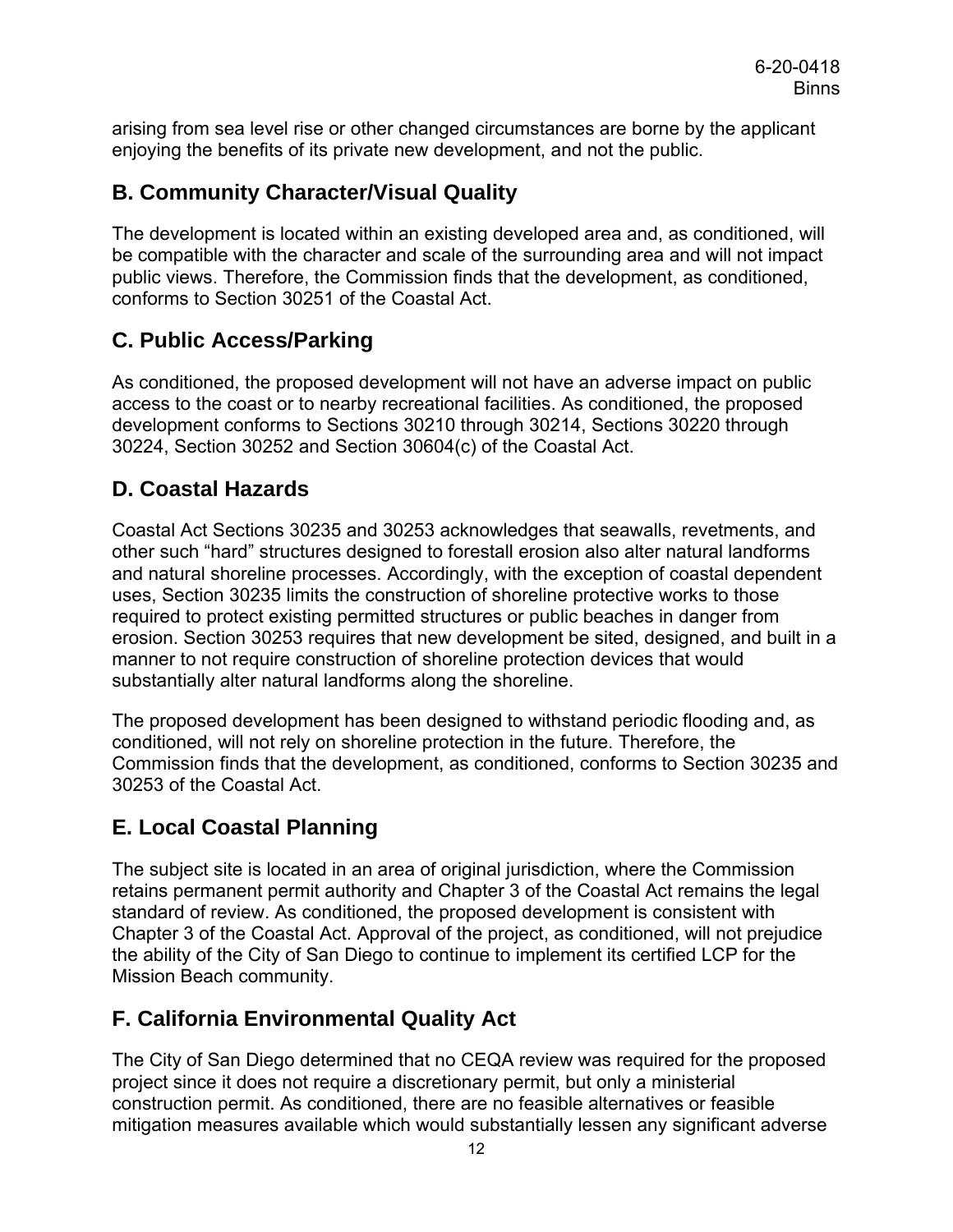arising from sea level rise or other changed circumstances are borne by the applicant enjoying the benefits of its private new development, and not the public.

## B. Community Character/Visual Quality

The development is located within an existing developed area and, as conditioned, will be compatible with the character and scale of the surrounding area and will not impact public views. Therefore, the Commission finds that the development, as conditioned, conforms to Section 30251 of the Coastal Act.

## C. Public Access/Parking

As conditioned, the proposed development will not have an adverse impact on public access to the coast or to nearby recreational facilities. As conditioned, the proposed development conforms to Sections 30210 through 30214, Sections 30220 through 30224, Section 30252 and Section 30604(c) of the Coastal Act.

## D. Coastal Hazards

Coastal Act Sections 30235 and 30253 acknowledges that seawalls, revetments, and other such "hard" structures designed to forestall erosion also alter natural landforms and natural shoreline processes. Accordingly, with the exception of coastal dependent uses, Section 30235 limits the construction of shoreline protective works to those required to protect existing permitted structures or public beaches in danger from erosion. Section 30253 requires that new development be sited, designed, and built in a manner to not require construction of shoreline protection devices that would substantially alter natural landforms along the shoreline.

The proposed development has been designed to withstand periodic flooding and, as conditioned, will not rely on shoreline protection in the future. Therefore, the Commission finds that the development, as conditioned, conforms to Section 30235 and 30253 of the Coastal Act.

## E. Local Coastal Planning

The subject site is located in an area of original jurisdiction, where the Commission retains permanent permit authority and Chapter 3 of the Coastal Act remains the legal standard of review. As conditioned, the proposed development is consistent with Chapter 3 of the Coastal Act. Approval of the project, as conditioned, will not prejudice the ability of the City of San Diego to continue to implement its certified LCP for the Mission Beach community.

## F. California Environmental Quality Act

The City of San Diego determined that no CEQA review was required for the proposed project since it does not require a discretionary permit, but only a ministerial construction permit. As conditioned, there are no feasible alternatives or feasible mitigation measures available which would substantially lessen any significant adverse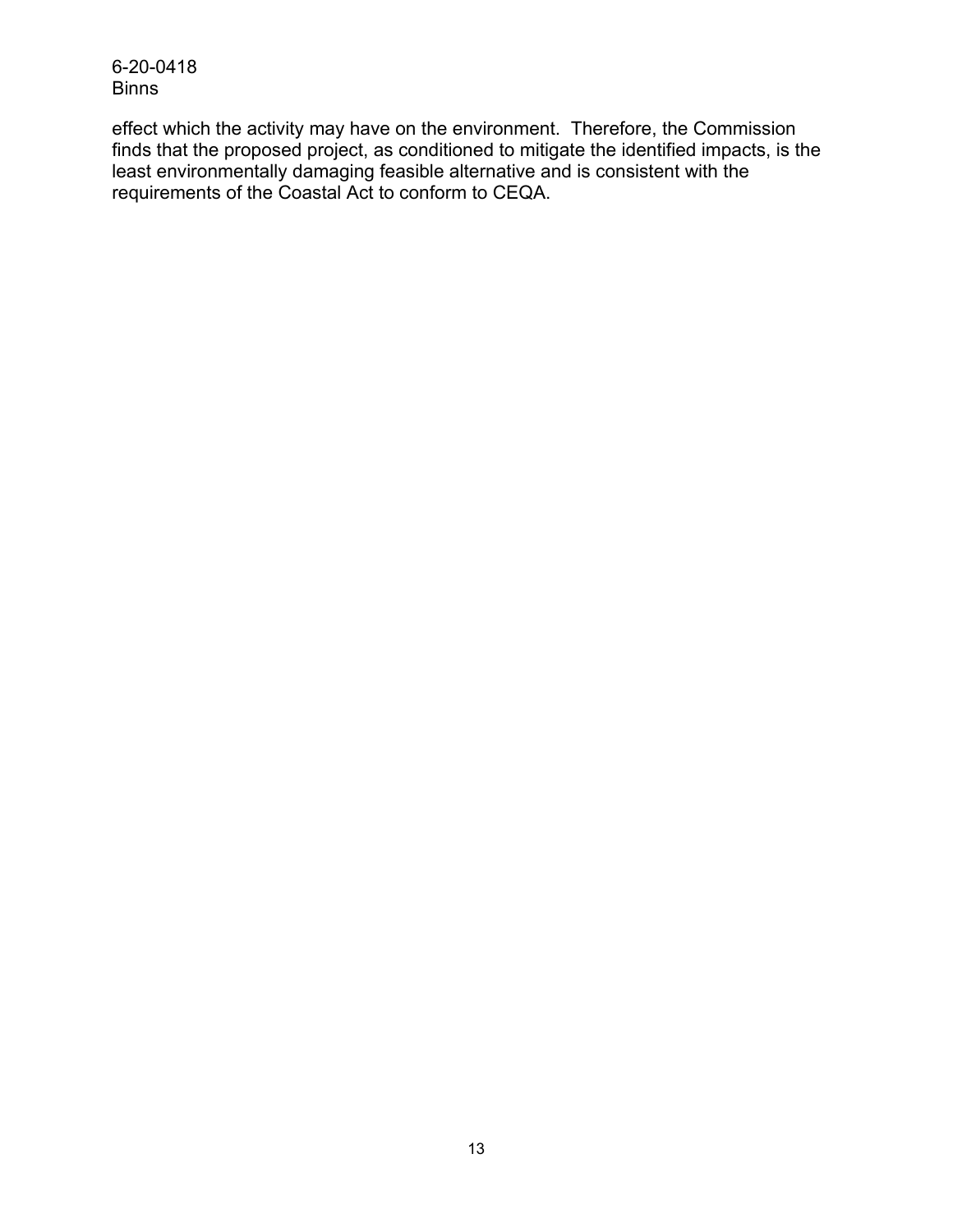effect which the activity may have on the environment. Therefore, the Commission finds that the proposed project, as conditioned to mitigate the identified impacts, is the least environmentally damaging feasible alternative and is consistent with the requirements of the Coastal Act to conform to CEQA.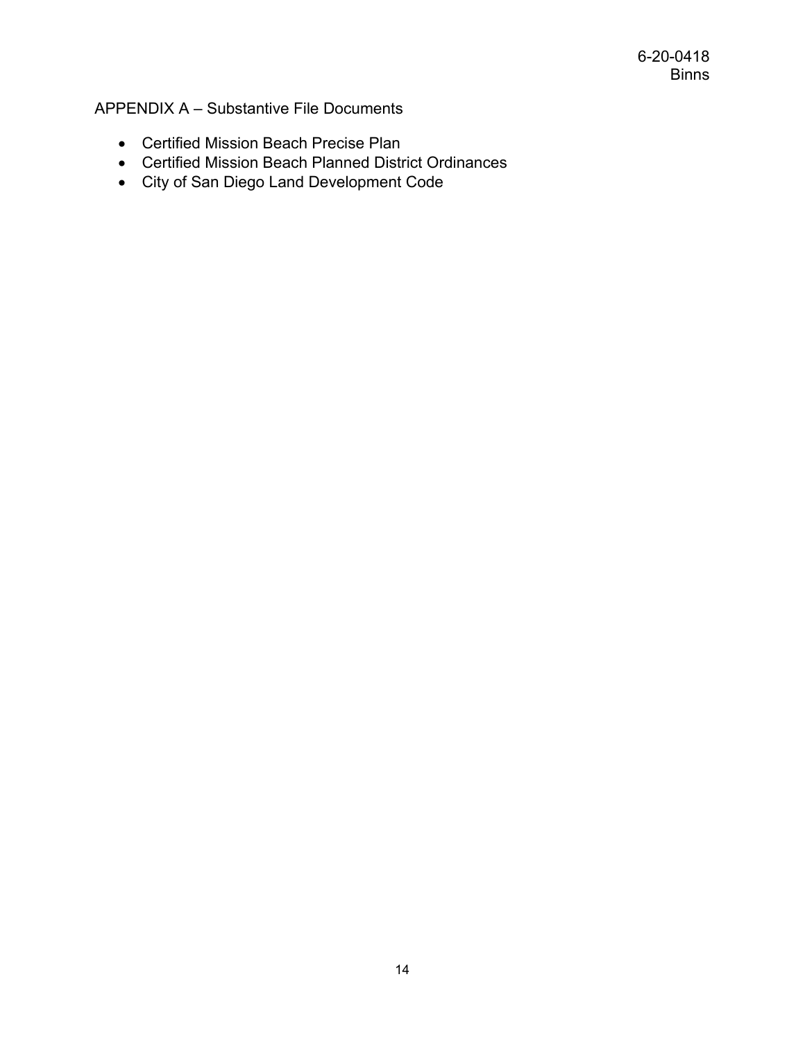APPENDIX A – Substantive File Documents

- Certified Mission Beach Precise Plan
- Certified Mission Beach Planned District Ordinances
- City of San Diego Land Development Code